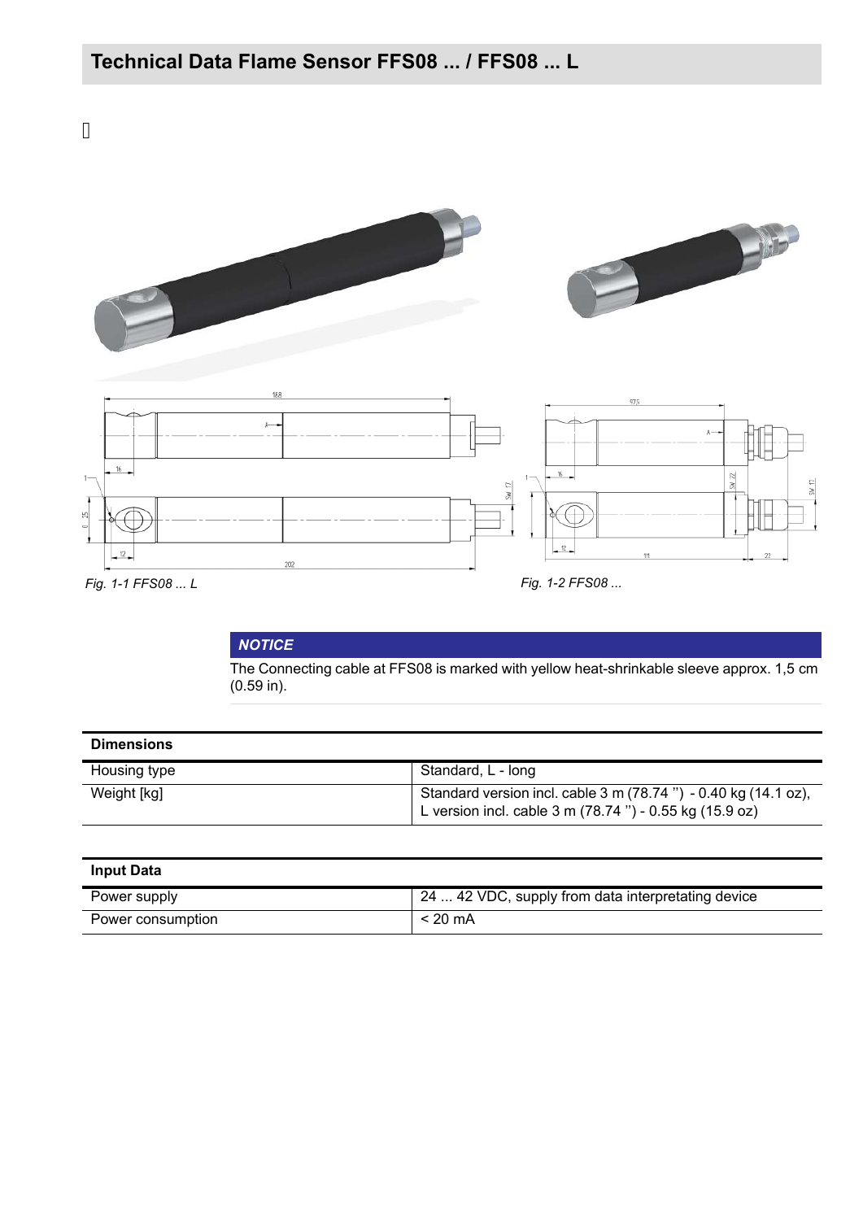# Technical Data Flame Sensor FFS08 ... / FFS08 ... L

Fig. 1-1 FFS08 ... L

Fig. 1-2 FFS08 ...

***NOTICE***

The Connecting cable at FFS08 is marked with yellow heat-shrinkable sleeve approx. 1,5 cm (0.59 in).

| **Dimensions** | |
|---|---|
| Housing type | Standard, L - long |
| Weight [kg] | Standard version incl. cable 3 m (78.74 '') - 0.40 kg (14.1 oz),<br>L version incl. cable 3 m (78.74 '') - 0.55 kg (15.9 oz) |

| **Input Data** | |
|---|---|
| Power supply | 24 ... 42 VDC, supply from data interpretating device |
| Power consumption | < 20 mA |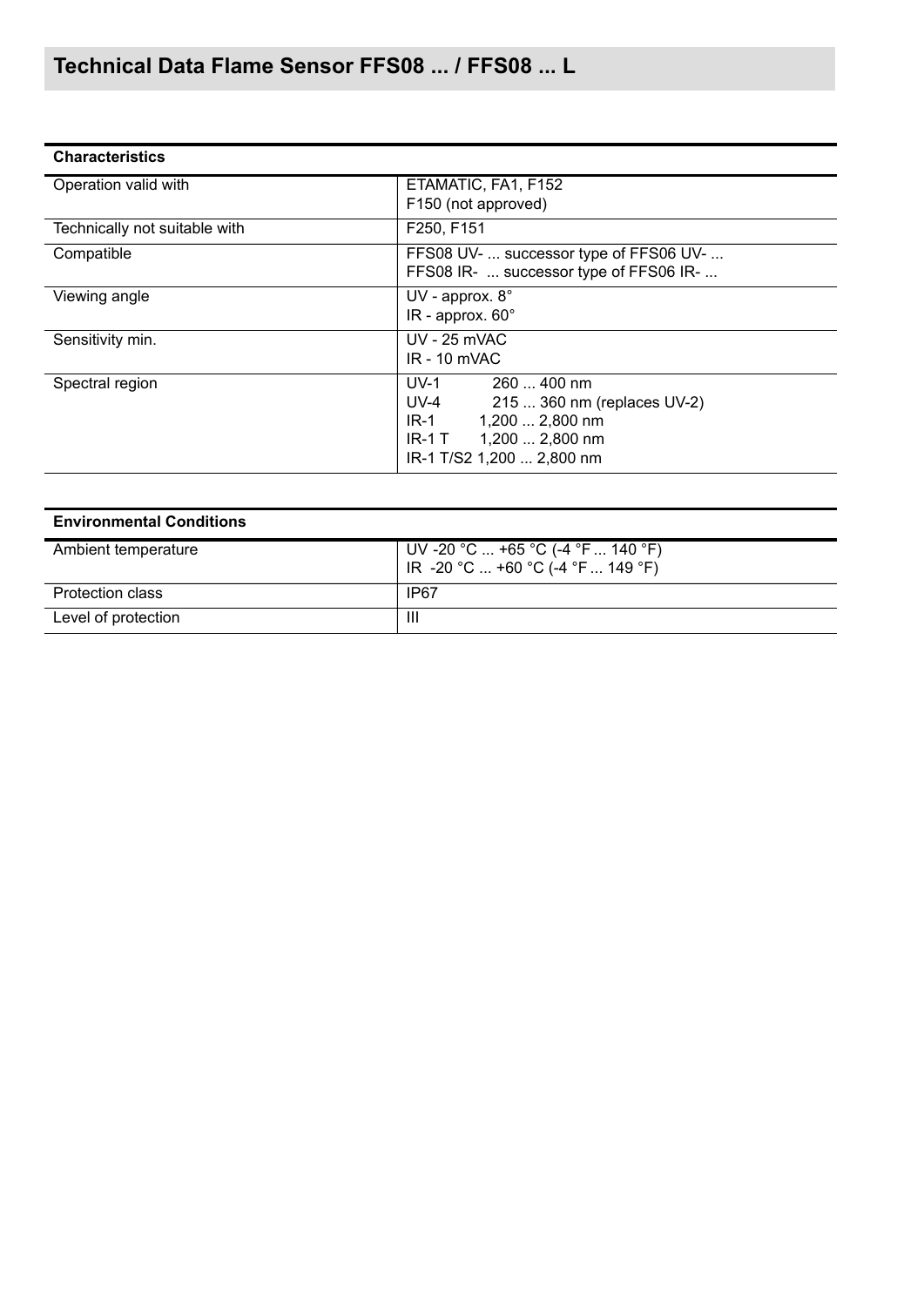## Technical Data Flame Sensor FFS08 ... / FFS08 ... L

| Characteristics | |
|---|---|
| Operation valid with | ETAMATIC, FA1, F152<br>F150 (not approved) |
| Technically not suitable with | F250, F151 |
| Compatible | FFS08 UV- ... successor type of FFS06 UV- ...<br>FFS08 IR- ... successor type of FFS06 IR- ... |
| Viewing angle | UV - approx. 8°<br>IR - approx. 60° |
| Sensitivity min. | UV - 25 mVAC<br>IR - 10 mVAC |
| Spectral region | UV-1 260 ... 400 nm<br>UV-4 215 ... 360 nm (replaces UV-2)<br>IR-1 1,200 ... 2,800 nm<br>IR-1 T 1,200 ... 2,800 nm<br>IR-1 T/S2 1,200 ... 2,800 nm |

| Environmental Conditions | |
|---|---|
| Ambient temperature | UV -20 °C ... +65 °C (-4 °F ... 140 °F)<br>IR -20 °C ... +60 °C (-4 °F ... 149 °F) |
| Protection class | IP67 |
| Level of protection | III |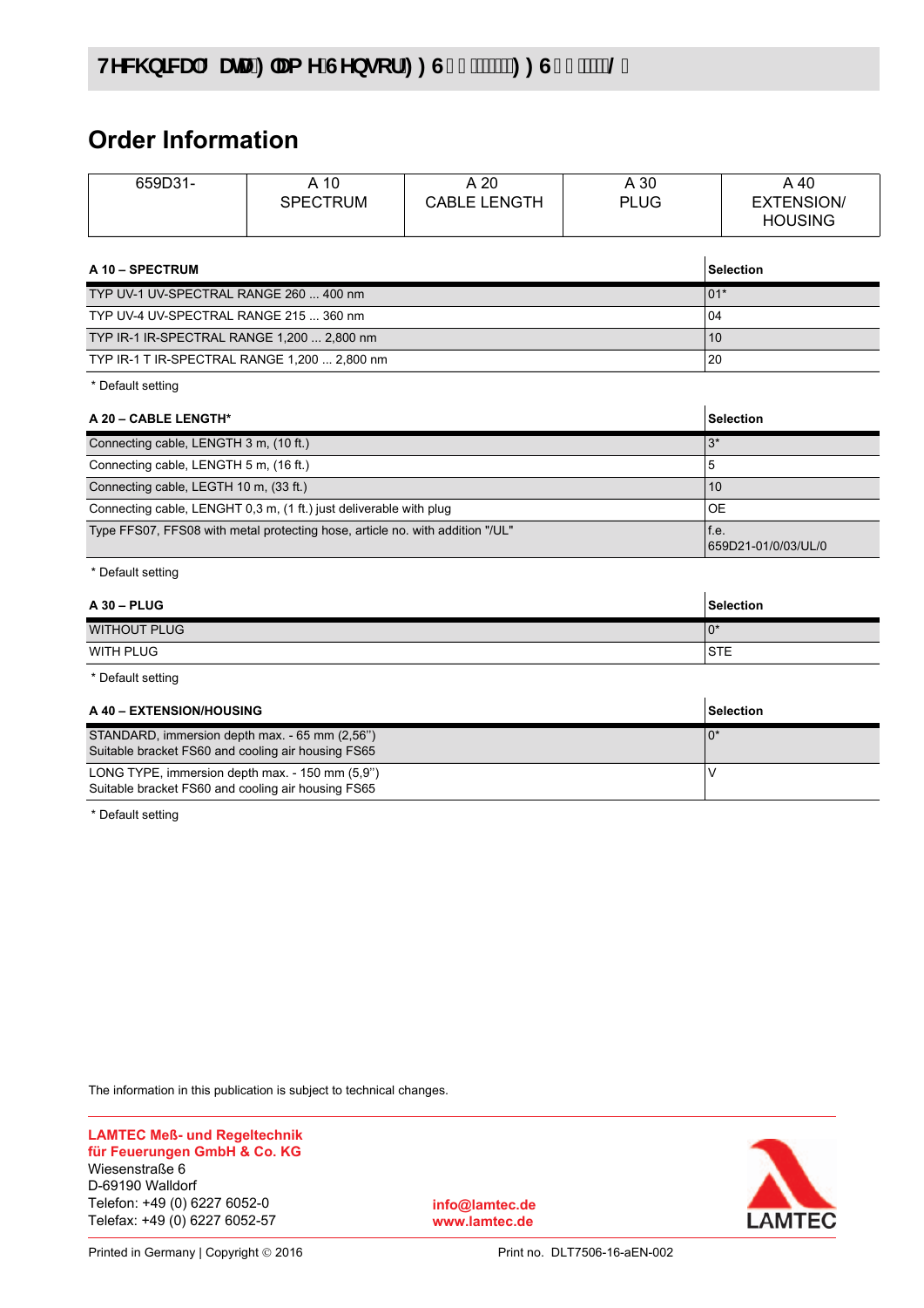## Order Information

| 659D31- | A 10 SPECTRUM | A 20 CABLE LENGTH | A 30 PLUG | A 40 EXTENSION/ HOUSING |
|---|---|---|---|---|

| A 10 – SPECTRUM | Selection |
|---|---|
| TYP UV-1 UV-SPECTRAL RANGE 260 ... 400 nm | 01* |
| TYP UV-4 UV-SPECTRAL RANGE 215 ... 360 nm | 04 |
| TYP IR-1 IR-SPECTRAL RANGE 1,200 ... 2,800 nm | 10 |
| TYP IR-1 T IR-SPECTRAL RANGE 1,200 ... 2,800 nm | 20 |

* Default setting

| A 20 – CABLE LENGTH* | Selection |
|---|---|
| Connecting cable, LENGTH 3 m, (10 ft.) | 3* |
| Connecting cable, LENGTH 5 m, (16 ft.) | 5 |
| Connecting cable, LEGTH 10 m, (33 ft.) | 10 |
| Connecting cable, LENGHT 0,3 m, (1 ft.) just deliverable with plug | OE |
| Type FFS07, FFS08 with metal protecting hose, article no. with addition "/UL" | f.e. 659D21-01/0/03/UL/0 |

* Default setting

| A 30 – PLUG | Selection |
|---|---|
| WITHOUT PLUG | 0* |
| WITH PLUG | STE |

* Default setting

| A 40 – EXTENSION/HOUSING | Selection |
|---|---|
| STANDARD, immersion depth max. - 65 mm (2,56'') Suitable bracket FS60 and cooling air housing FS65 | 0* |
| LONG TYPE, immersion depth max. - 150 mm (5,9'') Suitable bracket FS60 and cooling air housing FS65 | V |

* Default setting

The information in this publication is subject to technical changes.

**LAMTEC Meß- und Regeltechnik**
**für Feuerungen GmbH & Co. KG**
Wiesenstraße 6
D-69190 Walldorf
Telefon: +49 (0) 6227 6052-0
Telefax: +49 (0) 6227 6052-57

**info@lamtec.de**
**www.lamtec.de**

LAMTEC

Printed in Germany | Copyright © 2016

Print no. DLT7506-16-aEN-002